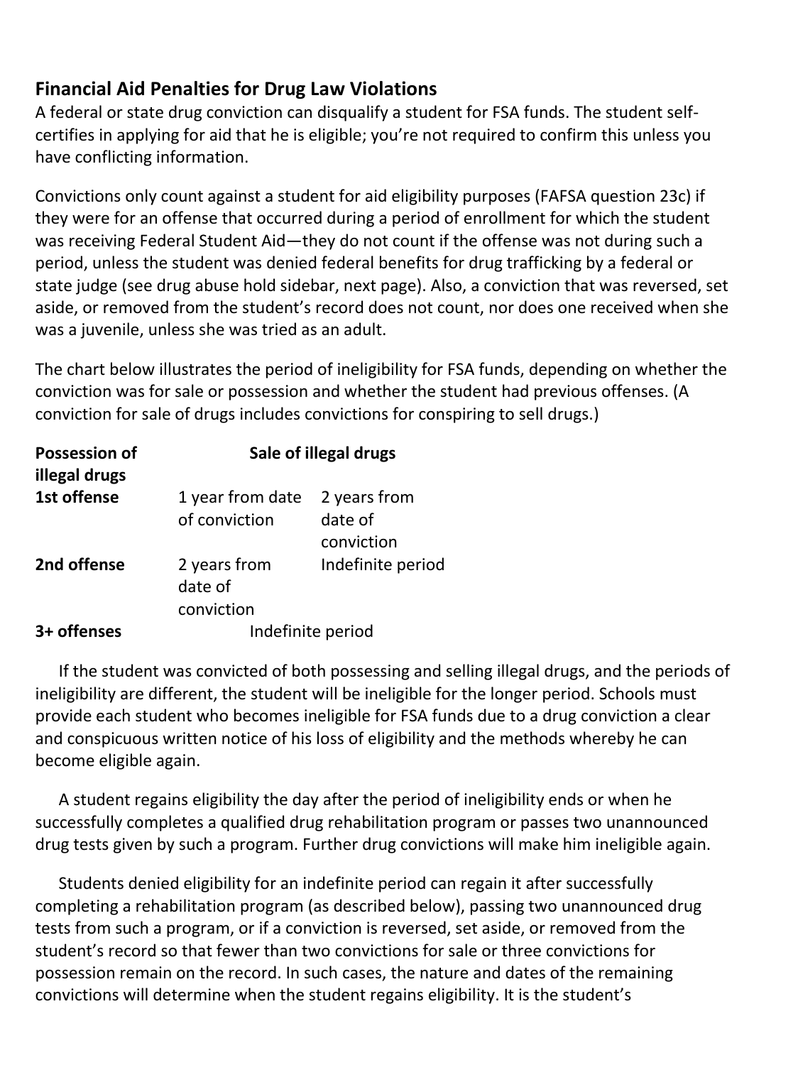## Financial Aid Penalties for Drug Law Violations

A federal or state drug conviction can disqualify a student for FSA funds. The student self-certifies in applying for aid that he is eligible; you're not required to confirm this unless you have conflicting information.

Convictions only count against a student for aid eligibility purposes (FAFSA question 23c) if they were for an offense that occurred during a period of enrollment for which the student was receiving Federal Student Aid—they do not count if the offense was not during such a period, unless the student was denied federal benefits for drug trafficking by a federal or state judge (see drug abuse hold sidebar, next page). Also, a conviction that was reversed, set aside, or removed from the student's record does not count, nor does one received when she was a juvenile, unless she was tried as an adult.

The chart below illustrates the period of ineligibility for FSA funds, depending on whether the conviction was for sale or possession and whether the student had previous offenses. (A conviction for sale of drugs includes convictions for conspiring to sell drugs.)

| | Possession of illegal drugs | Sale of illegal drugs |
|---|---|---|
| **1st offense** | 1 year from date of conviction | 2 years from date of conviction |
| **2nd offense** | 2 years from date of conviction | Indefinite period |
| **3+ offenses** | Indefinite period | Indefinite period |

If the student was convicted of both possessing and selling illegal drugs, and the periods of ineligibility are different, the student will be ineligible for the longer period. Schools must provide each student who becomes ineligible for FSA funds due to a drug conviction a clear and conspicuous written notice of his loss of eligibility and the methods whereby he can become eligible again.

A student regains eligibility the day after the period of ineligibility ends or when he successfully completes a qualified drug rehabilitation program or passes two unannounced drug tests given by such a program. Further drug convictions will make him ineligible again.

Students denied eligibility for an indefinite period can regain it after successfully completing a rehabilitation program (as described below), passing two unannounced drug tests from such a program, or if a conviction is reversed, set aside, or removed from the student's record so that fewer than two convictions for sale or three convictions for possession remain on the record. In such cases, the nature and dates of the remaining convictions will determine when the student regains eligibility. It is the student's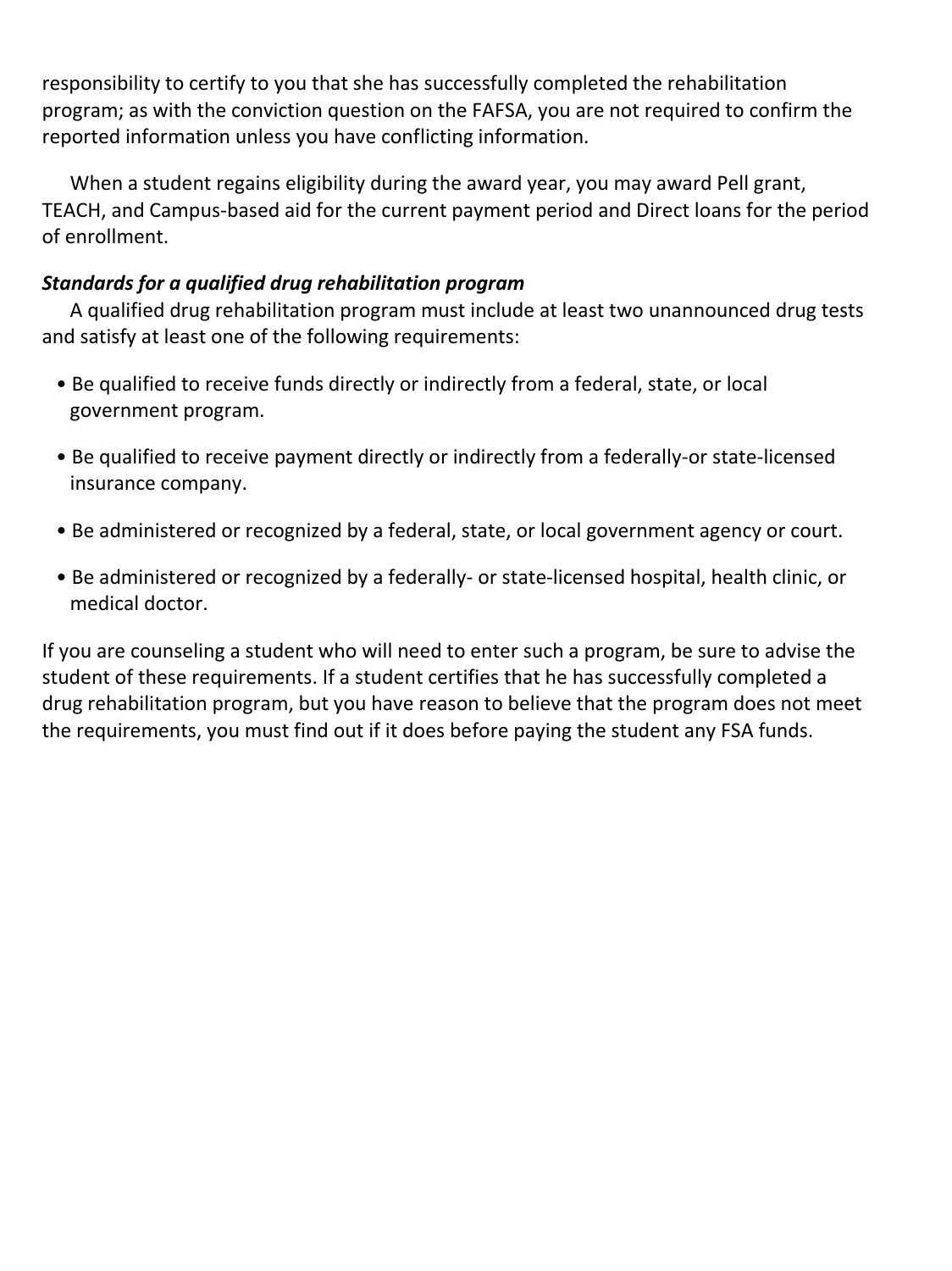responsibility to certify to you that she has successfully completed the rehabilitation program; as with the conviction question on the FAFSA, you are not required to confirm the reported information unless you have conflicting information.

When a student regains eligibility during the award year, you may award Pell grant, TEACH, and Campus-based aid for the current payment period and Direct loans for the period of enrollment.

***Standards for a qualified drug rehabilitation program***

A qualified drug rehabilitation program must include at least two unannounced drug tests and satisfy at least one of the following requirements:

- Be qualified to receive funds directly or indirectly from a federal, state, or local government program.
- Be qualified to receive payment directly or indirectly from a federally-or state-licensed insurance company.
- Be administered or recognized by a federal, state, or local government agency or court.
- Be administered or recognized by a federally- or state-licensed hospital, health clinic, or medical doctor.

If you are counseling a student who will need to enter such a program, be sure to advise the student of these requirements. If a student certifies that he has successfully completed a drug rehabilitation program, but you have reason to believe that the program does not meet the requirements, you must find out if it does before paying the student any FSA funds.